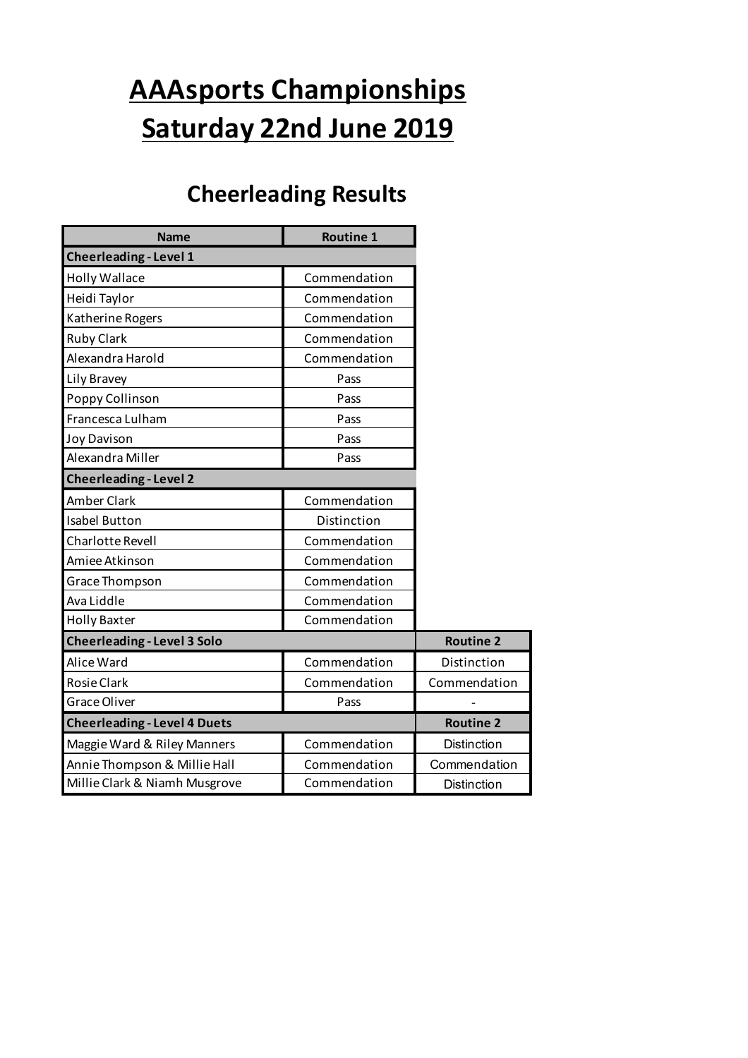# AAAsports Championships
# Saturday 22nd June 2019

## Cheerleading Results

| Name | Routine 1 | |
|---|---|---|
| **Cheerleading - Level 1** | | |
| Holly Wallace | Commendation | |
| Heidi Taylor | Commendation | |
| Katherine Rogers | Commendation | |
| Ruby Clark | Commendation | |
| Alexandra Harold | Commendation | |
| Lily Bravey | Pass | |
| Poppy Collinson | Pass | |
| Francesca Lulham | Pass | |
| Joy Davison | Pass | |
| Alexandra Miller | Pass | |
| **Cheerleading - Level 2** | | |
| Amber Clark | Commendation | |
| Isabel Button | Distinction | |
| Charlotte Revell | Commendation | |
| Amiee Atkinson | Commendation | |
| Grace Thompson | Commendation | |
| Ava Liddle | Commendation | |
| Holly Baxter | Commendation | |
| **Cheerleading - Level 3 Solo** | | **Routine 2** |
| Alice Ward | Commendation | Distinction |
| Rosie Clark | Commendation | Commendation |
| Grace Oliver | Pass | - |
| **Cheerleading - Level 4 Duets** | | **Routine 2** |
| Maggie Ward & Riley Manners | Commendation | Distinction |
| Annie Thompson & Millie Hall | Commendation | Commendation |
| Millie Clark & Niamh Musgrove | Commendation | Distinction |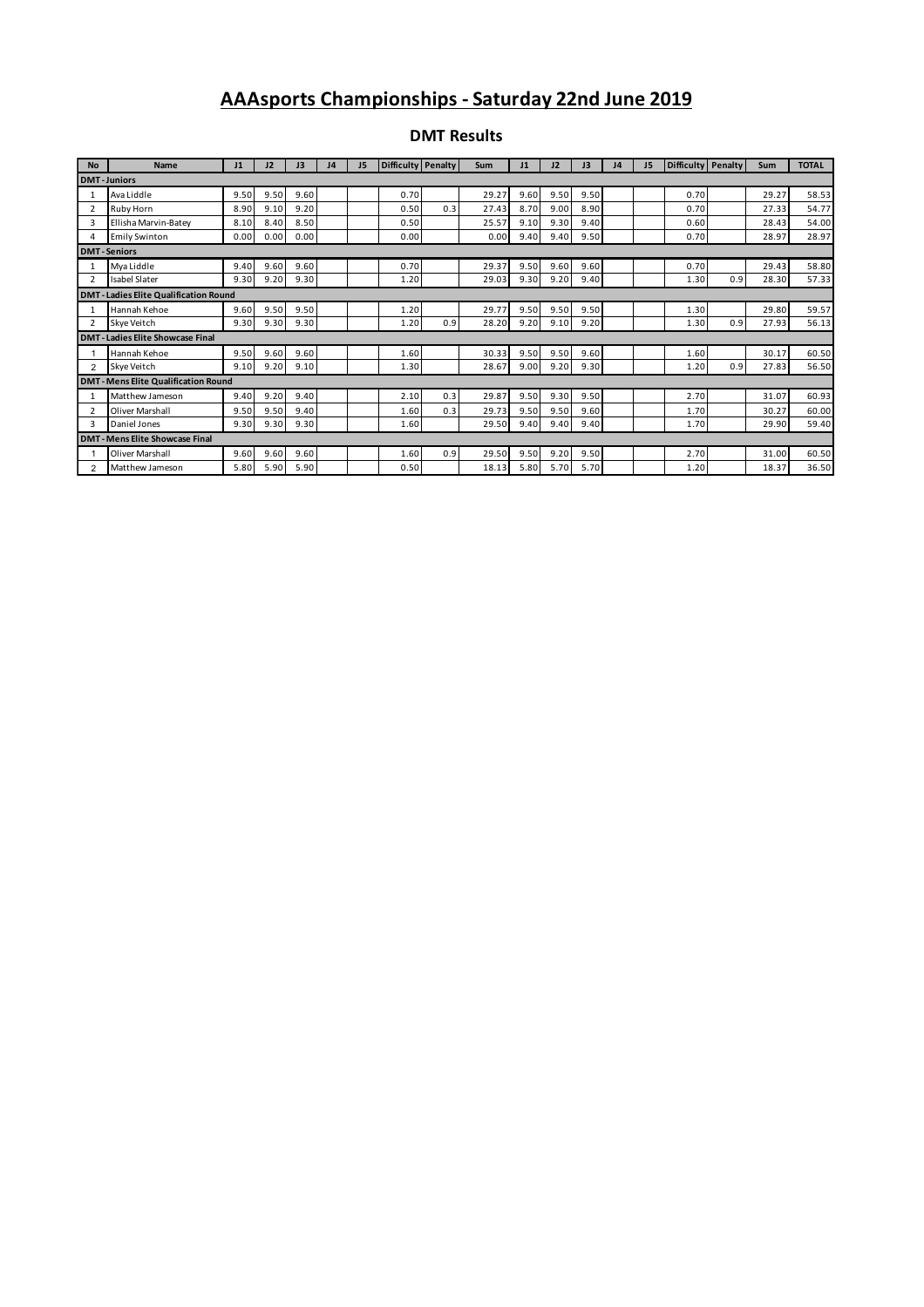# AAAsports Championships - Saturday 22nd June 2019

## DMT Results

| No | Name | J1 | J2 | J3 | J4 | J5 | Difficulty | Penalty | Sum | J1 | J2 | J3 | J4 | J5 | Difficulty | Penalty | Sum | TOTAL |
|---|---|---|---|---|---|---|---|---|---|---|---|---|---|---|---|---|---|---|
| **DMT - Juniors** | | | | | | | | | | | | | | | | | | |
| 1 | Ava Liddle | 9.50 | 9.50 | 9.60 | | | 0.70 | | 29.27 | 9.60 | 9.50 | 9.50 | | | 0.70 | | 29.27 | 58.53 |
| 2 | Ruby Horn | 8.90 | 9.10 | 9.20 | | | 0.50 | 0.3 | 27.43 | 8.70 | 9.00 | 8.90 | | | 0.70 | | 27.33 | 54.77 |
| 3 | Ellisha Marvin-Batey | 8.10 | 8.40 | 8.50 | | | 0.50 | | 25.57 | 9.10 | 9.30 | 9.40 | | | 0.60 | | 28.43 | 54.00 |
| 4 | Emily Swinton | 0.00 | 0.00 | 0.00 | | | 0.00 | | 0.00 | 9.40 | 9.40 | 9.50 | | | 0.70 | | 28.97 | 28.97 |
| **DMT - Seniors** | | | | | | | | | | | | | | | | | | |
| 1 | Mya Liddle | 9.40 | 9.60 | 9.60 | | | 0.70 | | 29.37 | 9.50 | 9.60 | 9.60 | | | 0.70 | | 29.43 | 58.80 |
| 2 | Isabel Slater | 9.30 | 9.20 | 9.30 | | | 1.20 | | 29.03 | 9.30 | 9.20 | 9.40 | | | 1.30 | 0.9 | 28.30 | 57.33 |
| **DMT - Ladies Elite Qualification Round** | | | | | | | | | | | | | | | | | | |
| 1 | Hannah Kehoe | 9.60 | 9.50 | 9.50 | | | 1.20 | | 29.77 | 9.50 | 9.50 | 9.50 | | | 1.30 | | 29.80 | 59.57 |
| 2 | Skye Veitch | 9.30 | 9.30 | 9.30 | | | 1.20 | 0.9 | 28.20 | 9.20 | 9.10 | 9.20 | | | 1.30 | 0.9 | 27.93 | 56.13 |
| **DMT - Ladies Elite Showcase Final** | | | | | | | | | | | | | | | | | | |
| 1 | Hannah Kehoe | 9.50 | 9.60 | 9.60 | | | 1.60 | | 30.33 | 9.50 | 9.50 | 9.60 | | | 1.60 | | 30.17 | 60.50 |
| 2 | Skye Veitch | 9.10 | 9.20 | 9.10 | | | 1.30 | | 28.67 | 9.00 | 9.20 | 9.30 | | | 1.20 | 0.9 | 27.83 | 56.50 |
| **DMT - Mens Elite Qualification Round** | | | | | | | | | | | | | | | | | | |
| 1 | Matthew Jameson | 9.40 | 9.20 | 9.40 | | | 2.10 | 0.3 | 29.87 | 9.50 | 9.30 | 9.50 | | | 2.70 | | 31.07 | 60.93 |
| 2 | Oliver Marshall | 9.50 | 9.50 | 9.40 | | | 1.60 | 0.3 | 29.73 | 9.50 | 9.50 | 9.60 | | | 1.70 | | 30.27 | 60.00 |
| 3 | Daniel Jones | 9.30 | 9.30 | 9.30 | | | 1.60 | | 29.50 | 9.40 | 9.40 | 9.40 | | | 1.70 | | 29.90 | 59.40 |
| **DMT - Mens Elite Showcase Final** | | | | | | | | | | | | | | | | | | |
| 1 | Oliver Marshall | 9.60 | 9.60 | 9.60 | | | 1.60 | 0.9 | 29.50 | 9.50 | 9.20 | 9.50 | | | 2.70 | | 31.00 | 60.50 |
| 2 | Matthew Jameson | 5.80 | 5.90 | 5.90 | | | 0.50 | | 18.13 | 5.80 | 5.70 | 5.70 | | | 1.20 | | 18.37 | 36.50 |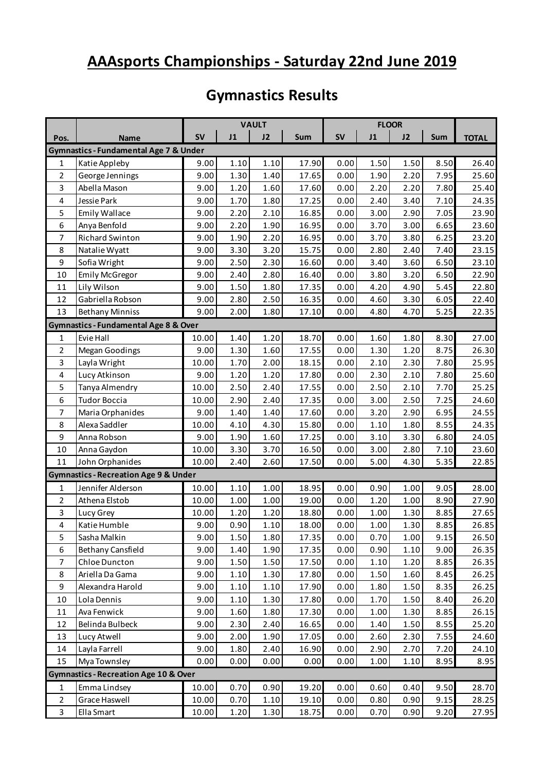# AAAsports Championships - Saturday 22nd June 2019

## Gymnastics Results

| Pos. | Name | VAULT | | | | FLOOR | | | | TOTAL |
|---|---|---|---|---|---|---|---|---|---|---|
| | | SV | J1 | J2 | Sum | SV | J1 | J2 | Sum | |
| **Gymnastics - Fundamental Age 7 & Under** | | | | | | | | | | |
| 1 | Katie Appleby | 9.00 | 1.10 | 1.10 | 17.90 | 0.00 | 1.50 | 1.50 | 8.50 | 26.40 |
| 2 | George Jennings | 9.00 | 1.30 | 1.40 | 17.65 | 0.00 | 1.90 | 2.20 | 7.95 | 25.60 |
| 3 | Abella Mason | 9.00 | 1.20 | 1.60 | 17.60 | 0.00 | 2.20 | 2.20 | 7.80 | 25.40 |
| 4 | Jessie Park | 9.00 | 1.70 | 1.80 | 17.25 | 0.00 | 2.40 | 3.40 | 7.10 | 24.35 |
| 5 | Emily Wallace | 9.00 | 2.20 | 2.10 | 16.85 | 0.00 | 3.00 | 2.90 | 7.05 | 23.90 |
| 6 | Anya Benfold | 9.00 | 2.20 | 1.90 | 16.95 | 0.00 | 3.70 | 3.00 | 6.65 | 23.60 |
| 7 | Richard Swinton | 9.00 | 1.90 | 2.20 | 16.95 | 0.00 | 3.70 | 3.80 | 6.25 | 23.20 |
| 8 | Natalie Wyatt | 9.00 | 3.30 | 3.20 | 15.75 | 0.00 | 2.80 | 2.40 | 7.40 | 23.15 |
| 9 | Sofia Wright | 9.00 | 2.50 | 2.30 | 16.60 | 0.00 | 3.40 | 3.60 | 6.50 | 23.10 |
| 10 | Emily McGregor | 9.00 | 2.40 | 2.80 | 16.40 | 0.00 | 3.80 | 3.20 | 6.50 | 22.90 |
| 11 | Lily Wilson | 9.00 | 1.50 | 1.80 | 17.35 | 0.00 | 4.20 | 4.90 | 5.45 | 22.80 |
| 12 | Gabriella Robson | 9.00 | 2.80 | 2.50 | 16.35 | 0.00 | 4.60 | 3.30 | 6.05 | 22.40 |
| 13 | Bethany Minniss | 9.00 | 2.00 | 1.80 | 17.10 | 0.00 | 4.80 | 4.70 | 5.25 | 22.35 |
| **Gymnastics - Fundamental Age 8 & Over** | | | | | | | | | | |
| 1 | Evie Hall | 10.00 | 1.40 | 1.20 | 18.70 | 0.00 | 1.60 | 1.80 | 8.30 | 27.00 |
| 2 | Megan Goodings | 9.00 | 1.30 | 1.60 | 17.55 | 0.00 | 1.30 | 1.20 | 8.75 | 26.30 |
| 3 | Layla Wright | 10.00 | 1.70 | 2.00 | 18.15 | 0.00 | 2.10 | 2.30 | 7.80 | 25.95 |
| 4 | Lucy Atkinson | 9.00 | 1.20 | 1.20 | 17.80 | 0.00 | 2.30 | 2.10 | 7.80 | 25.60 |
| 5 | Tanya Almendry | 10.00 | 2.50 | 2.40 | 17.55 | 0.00 | 2.50 | 2.10 | 7.70 | 25.25 |
| 6 | Tudor Boccia | 10.00 | 2.90 | 2.40 | 17.35 | 0.00 | 3.00 | 2.50 | 7.25 | 24.60 |
| 7 | Maria Orphanides | 9.00 | 1.40 | 1.40 | 17.60 | 0.00 | 3.20 | 2.90 | 6.95 | 24.55 |
| 8 | Alexa Saddler | 10.00 | 4.10 | 4.30 | 15.80 | 0.00 | 1.10 | 1.80 | 8.55 | 24.35 |
| 9 | Anna Robson | 9.00 | 1.90 | 1.60 | 17.25 | 0.00 | 3.10 | 3.30 | 6.80 | 24.05 |
| 10 | Anna Gaydon | 10.00 | 3.30 | 3.70 | 16.50 | 0.00 | 3.00 | 2.80 | 7.10 | 23.60 |
| 11 | John Orphanides | 10.00 | 2.40 | 2.60 | 17.50 | 0.00 | 5.00 | 4.30 | 5.35 | 22.85 |
| **Gymnastics - Recreation Age 9 & Under** | | | | | | | | | | |
| 1 | Jennifer Alderson | 10.00 | 1.10 | 1.00 | 18.95 | 0.00 | 0.90 | 1.00 | 9.05 | 28.00 |
| 2 | Athena Elstob | 10.00 | 1.00 | 1.00 | 19.00 | 0.00 | 1.20 | 1.00 | 8.90 | 27.90 |
| 3 | Lucy Grey | 10.00 | 1.20 | 1.20 | 18.80 | 0.00 | 1.00 | 1.30 | 8.85 | 27.65 |
| 4 | Katie Humble | 9.00 | 0.90 | 1.10 | 18.00 | 0.00 | 1.00 | 1.30 | 8.85 | 26.85 |
| 5 | Sasha Malkin | 9.00 | 1.50 | 1.80 | 17.35 | 0.00 | 0.70 | 1.00 | 9.15 | 26.50 |
| 6 | Bethany Cansfield | 9.00 | 1.40 | 1.90 | 17.35 | 0.00 | 0.90 | 1.10 | 9.00 | 26.35 |
| 7 | Chloe Duncton | 9.00 | 1.50 | 1.50 | 17.50 | 0.00 | 1.10 | 1.20 | 8.85 | 26.35 |
| 8 | Ariella Da Gama | 9.00 | 1.10 | 1.30 | 17.80 | 0.00 | 1.50 | 1.60 | 8.45 | 26.25 |
| 9 | Alexandra Harold | 9.00 | 1.10 | 1.10 | 17.90 | 0.00 | 1.80 | 1.50 | 8.35 | 26.25 |
| 10 | Lola Dennis | 9.00 | 1.10 | 1.30 | 17.80 | 0.00 | 1.70 | 1.50 | 8.40 | 26.20 |
| 11 | Ava Fenwick | 9.00 | 1.60 | 1.80 | 17.30 | 0.00 | 1.00 | 1.30 | 8.85 | 26.15 |
| 12 | Belinda Bulbeck | 9.00 | 2.30 | 2.40 | 16.65 | 0.00 | 1.40 | 1.50 | 8.55 | 25.20 |
| 13 | Lucy Atwell | 9.00 | 2.00 | 1.90 | 17.05 | 0.00 | 2.60 | 2.30 | 7.55 | 24.60 |
| 14 | Layla Farrell | 9.00 | 1.80 | 2.40 | 16.90 | 0.00 | 2.90 | 2.70 | 7.20 | 24.10 |
| 15 | Mya Townsley | 0.00 | 0.00 | 0.00 | 0.00 | 0.00 | 1.00 | 1.10 | 8.95 | 8.95 |
| **Gymnastics - Recreation Age 10 & Over** | | | | | | | | | | |
| 1 | Emma Lindsey | 10.00 | 0.70 | 0.90 | 19.20 | 0.00 | 0.60 | 0.40 | 9.50 | 28.70 |
| 2 | Grace Haswell | 10.00 | 0.70 | 1.10 | 19.10 | 0.00 | 0.80 | 0.90 | 9.15 | 28.25 |
| 3 | Ella Smart | 10.00 | 1.20 | 1.30 | 18.75 | 0.00 | 0.70 | 0.90 | 9.20 | 27.95 |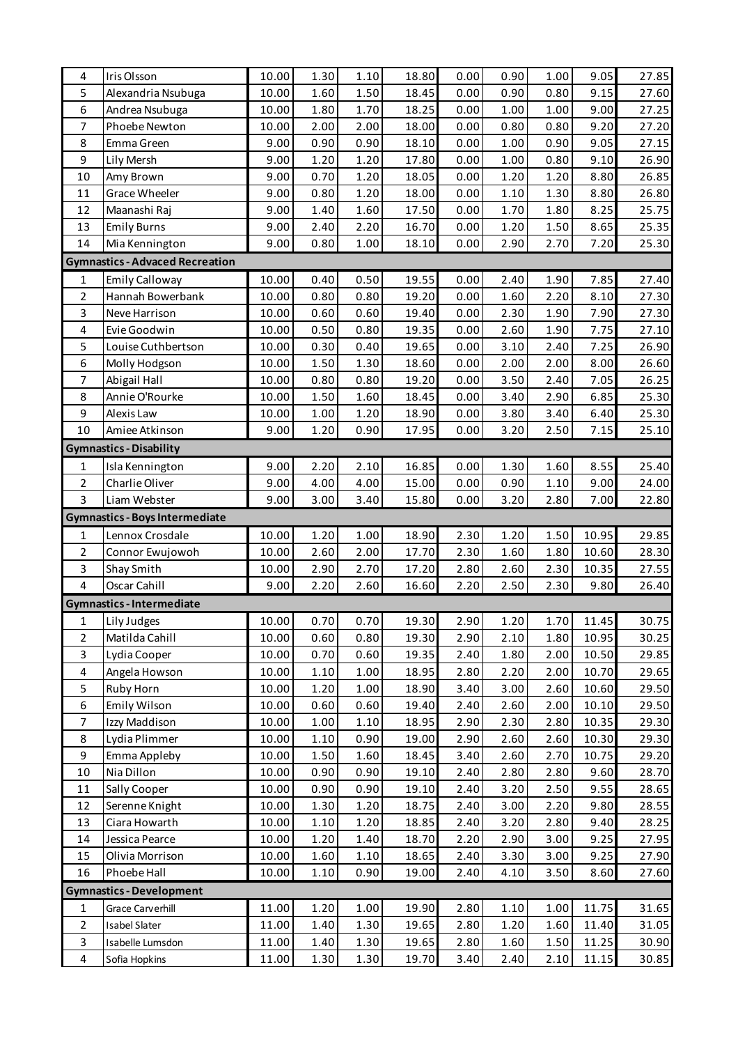| | | | | | | | | | | |
|---|---|---|---|---|---|---|---|---|---|---|
| 4 | Iris Olsson | 10.00 | 1.30 | 1.10 | 18.80 | 0.00 | 0.90 | 1.00 | 9.05 | 27.85 |
| 5 | Alexandria Nsubuga | 10.00 | 1.60 | 1.50 | 18.45 | 0.00 | 0.90 | 0.80 | 9.15 | 27.60 |
| 6 | Andrea Nsubuga | 10.00 | 1.80 | 1.70 | 18.25 | 0.00 | 1.00 | 1.00 | 9.00 | 27.25 |
| 7 | Phoebe Newton | 10.00 | 2.00 | 2.00 | 18.00 | 0.00 | 0.80 | 0.80 | 9.20 | 27.20 |
| 8 | Emma Green | 9.00 | 0.90 | 0.90 | 18.10 | 0.00 | 1.00 | 0.90 | 9.05 | 27.15 |
| 9 | Lily Mersh | 9.00 | 1.20 | 1.20 | 17.80 | 0.00 | 1.00 | 0.80 | 9.10 | 26.90 |
| 10 | Amy Brown | 9.00 | 0.70 | 1.20 | 18.05 | 0.00 | 1.20 | 1.20 | 8.80 | 26.85 |
| 11 | Grace Wheeler | 9.00 | 0.80 | 1.20 | 18.00 | 0.00 | 1.10 | 1.30 | 8.80 | 26.80 |
| 12 | Maanashi Raj | 9.00 | 1.40 | 1.60 | 17.50 | 0.00 | 1.70 | 1.80 | 8.25 | 25.75 |
| 13 | Emily Burns | 9.00 | 2.40 | 2.20 | 16.70 | 0.00 | 1.20 | 1.50 | 8.65 | 25.35 |
| 14 | Mia Kennington | 9.00 | 0.80 | 1.00 | 18.10 | 0.00 | 2.90 | 2.70 | 7.20 | 25.30 |
| **Gymnastics - Advaced Recreation** | | | | | | | | | | |
| 1 | Emily Calloway | 10.00 | 0.40 | 0.50 | 19.55 | 0.00 | 2.40 | 1.90 | 7.85 | 27.40 |
| 2 | Hannah Bowerbank | 10.00 | 0.80 | 0.80 | 19.20 | 0.00 | 1.60 | 2.20 | 8.10 | 27.30 |
| 3 | Neve Harrison | 10.00 | 0.60 | 0.60 | 19.40 | 0.00 | 2.30 | 1.90 | 7.90 | 27.30 |
| 4 | Evie Goodwin | 10.00 | 0.50 | 0.80 | 19.35 | 0.00 | 2.60 | 1.90 | 7.75 | 27.10 |
| 5 | Louise Cuthbertson | 10.00 | 0.30 | 0.40 | 19.65 | 0.00 | 3.10 | 2.40 | 7.25 | 26.90 |
| 6 | Molly Hodgson | 10.00 | 1.50 | 1.30 | 18.60 | 0.00 | 2.00 | 2.00 | 8.00 | 26.60 |
| 7 | Abigail Hall | 10.00 | 0.80 | 0.80 | 19.20 | 0.00 | 3.50 | 2.40 | 7.05 | 26.25 |
| 8 | Annie O'Rourke | 10.00 | 1.50 | 1.60 | 18.45 | 0.00 | 3.40 | 2.90 | 6.85 | 25.30 |
| 9 | Alexis Law | 10.00 | 1.00 | 1.20 | 18.90 | 0.00 | 3.80 | 3.40 | 6.40 | 25.30 |
| 10 | Amiee Atkinson | 9.00 | 1.20 | 0.90 | 17.95 | 0.00 | 3.20 | 2.50 | 7.15 | 25.10 |
| **Gymnastics - Disability** | | | | | | | | | | |
| 1 | Isla Kennington | 9.00 | 2.20 | 2.10 | 16.85 | 0.00 | 1.30 | 1.60 | 8.55 | 25.40 |
| 2 | Charlie Oliver | 9.00 | 4.00 | 4.00 | 15.00 | 0.00 | 0.90 | 1.10 | 9.00 | 24.00 |
| 3 | Liam Webster | 9.00 | 3.00 | 3.40 | 15.80 | 0.00 | 3.20 | 2.80 | 7.00 | 22.80 |
| **Gymnastics - Boys Intermediate** | | | | | | | | | | |
| 1 | Lennox Crosdale | 10.00 | 1.20 | 1.00 | 18.90 | 2.30 | 1.20 | 1.50 | 10.95 | 29.85 |
| 2 | Connor Ewujowoh | 10.00 | 2.60 | 2.00 | 17.70 | 2.30 | 1.60 | 1.80 | 10.60 | 28.30 |
| 3 | Shay Smith | 10.00 | 2.90 | 2.70 | 17.20 | 2.80 | 2.60 | 2.30 | 10.35 | 27.55 |
| 4 | Oscar Cahill | 9.00 | 2.20 | 2.60 | 16.60 | 2.20 | 2.50 | 2.30 | 9.80 | 26.40 |
| **Gymnastics - Intermediate** | | | | | | | | | | |
| 1 | Lily Judges | 10.00 | 0.70 | 0.70 | 19.30 | 2.90 | 1.20 | 1.70 | 11.45 | 30.75 |
| 2 | Matilda Cahill | 10.00 | 0.60 | 0.80 | 19.30 | 2.90 | 2.10 | 1.80 | 10.95 | 30.25 |
| 3 | Lydia Cooper | 10.00 | 0.70 | 0.60 | 19.35 | 2.40 | 1.80 | 2.00 | 10.50 | 29.85 |
| 4 | Angela Howson | 10.00 | 1.10 | 1.00 | 18.95 | 2.80 | 2.20 | 2.00 | 10.70 | 29.65 |
| 5 | Ruby Horn | 10.00 | 1.20 | 1.00 | 18.90 | 3.40 | 3.00 | 2.60 | 10.60 | 29.50 |
| 6 | Emily Wilson | 10.00 | 0.60 | 0.60 | 19.40 | 2.40 | 2.60 | 2.00 | 10.10 | 29.50 |
| 7 | Izzy Maddison | 10.00 | 1.00 | 1.10 | 18.95 | 2.90 | 2.30 | 2.80 | 10.35 | 29.30 |
| 8 | Lydia Plimmer | 10.00 | 1.10 | 0.90 | 19.00 | 2.90 | 2.60 | 2.60 | 10.30 | 29.30 |
| 9 | Emma Appleby | 10.00 | 1.50 | 1.60 | 18.45 | 3.40 | 2.60 | 2.70 | 10.75 | 29.20 |
| 10 | Nia Dillon | 10.00 | 0.90 | 0.90 | 19.10 | 2.40 | 2.80 | 2.80 | 9.60 | 28.70 |
| 11 | Sally Cooper | 10.00 | 0.90 | 0.90 | 19.10 | 2.40 | 3.20 | 2.50 | 9.55 | 28.65 |
| 12 | Serenne Knight | 10.00 | 1.30 | 1.20 | 18.75 | 2.40 | 3.00 | 2.20 | 9.80 | 28.55 |
| 13 | Ciara Howarth | 10.00 | 1.10 | 1.20 | 18.85 | 2.40 | 3.20 | 2.80 | 9.40 | 28.25 |
| 14 | Jessica Pearce | 10.00 | 1.20 | 1.40 | 18.70 | 2.20 | 2.90 | 3.00 | 9.25 | 27.95 |
| 15 | Olivia Morrison | 10.00 | 1.60 | 1.10 | 18.65 | 2.40 | 3.30 | 3.00 | 9.25 | 27.90 |
| 16 | Phoebe Hall | 10.00 | 1.10 | 0.90 | 19.00 | 2.40 | 4.10 | 3.50 | 8.60 | 27.60 |
| **Gymnastics - Development** | | | | | | | | | | |
| 1 | Grace Carverhill | 11.00 | 1.20 | 1.00 | 19.90 | 2.80 | 1.10 | 1.00 | 11.75 | 31.65 |
| 2 | Isabel Slater | 11.00 | 1.40 | 1.30 | 19.65 | 2.80 | 1.20 | 1.60 | 11.40 | 31.05 |
| 3 | Isabelle Lumsdon | 11.00 | 1.40 | 1.30 | 19.65 | 2.80 | 1.60 | 1.50 | 11.25 | 30.90 |
| 4 | Sofia Hopkins | 11.00 | 1.30 | 1.30 | 19.70 | 3.40 | 2.40 | 2.10 | 11.15 | 30.85 |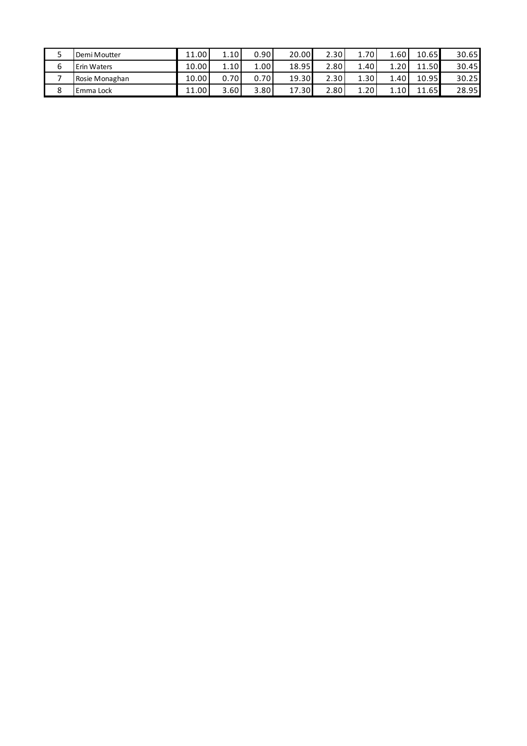| | | | | | | | | | | |
|---|---|---|---|---|---|---|---|---|---|---|
| 5 | Demi Moutter | 11.00 | 1.10 | 0.90 | 20.00 | 2.30 | 1.70 | 1.60 | 10.65 | 30.65 |
| 6 | Erin Waters | 10.00 | 1.10 | 1.00 | 18.95 | 2.80 | 1.40 | 1.20 | 11.50 | 30.45 |
| 7 | Rosie Monaghan | 10.00 | 0.70 | 0.70 | 19.30 | 2.30 | 1.30 | 1.40 | 10.95 | 30.25 |
| 8 | Emma Lock | 11.00 | 3.60 | 3.80 | 17.30 | 2.80 | 1.20 | 1.10 | 11.65 | 28.95 |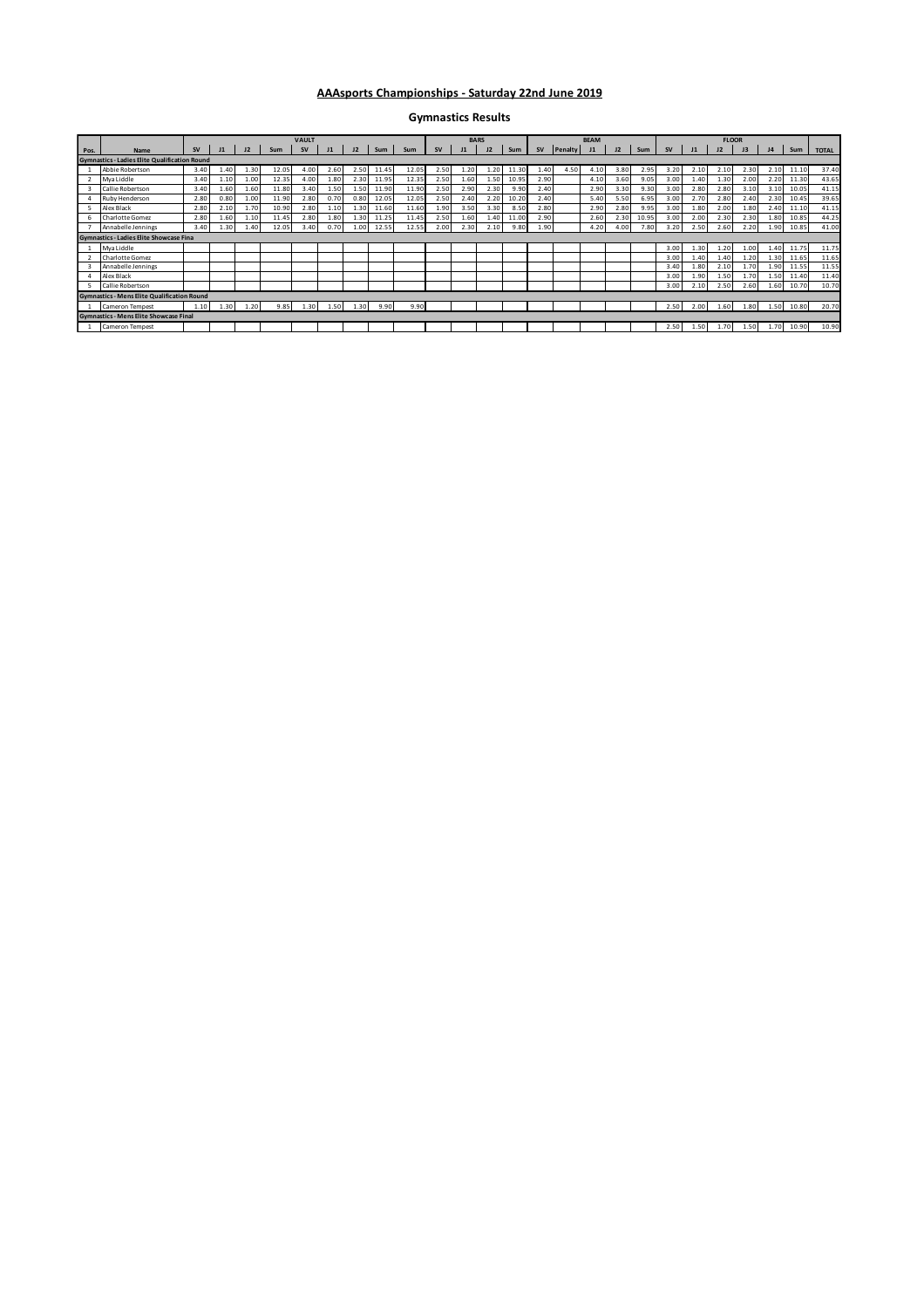## AAAsports Championships - Saturday 22nd June 2019

## Gymnastics Results

| | | VAULT | | | | | | | | | BARS | | | | BEAM | | | | | FLOOR | | | | | | |
|---|---|---|---|---|---|---|---|---|---|---|---|---|---|---|---|---|---|---|---|---|---|---|---|---|---|---|
| Pos. | Name | SV | J1 | J2 | Sum | SV | J1 | J2 | Sum | Sum | SV | J1 | J2 | Sum | SV | Penalty | J1 | J2 | Sum | SV | J1 | J2 | J3 | J4 | Sum | TOTAL |
| **Gymnastics - Ladies Elite Qualification Round** | | | | | | | | | | | | | | | | | | | | | | | | | | |
| 1 | Abbie Robertson | 3.40 | 1.40 | 1.30 | 12.05 | 4.00 | 2.60 | 2.50 | 11.45 | 12.05 | 2.50 | 1.20 | 1.20 | 11.30 | 1.40 | 4.50 | 4.10 | 3.80 | 2.95 | 3.20 | 2.10 | 2.10 | 2.30 | 2.10 | 11.10 | 37.40 |
| 2 | Mya Liddle | 3.40 | 1.10 | 1.00 | 12.35 | 4.00 | 1.80 | 2.30 | 11.95 | 12.35 | 2.50 | 1.60 | 1.50 | 10.95 | 2.90 | | 4.10 | 3.60 | 9.05 | 3.00 | 1.40 | 1.30 | 2.00 | 2.20 | 11.30 | 43.65 |
| 3 | Callie Robertson | 3.40 | 1.60 | 1.60 | 11.80 | 3.40 | 1.50 | 1.50 | 11.90 | 11.90 | 2.50 | 2.90 | 2.30 | 9.90 | 2.40 | | 2.90 | 3.30 | 9.30 | 3.00 | 2.80 | 2.80 | 3.10 | 3.10 | 10.05 | 41.15 |
| 4 | Ruby Henderson | 2.80 | 0.80 | 1.00 | 11.90 | 2.80 | 0.70 | 0.80 | 12.05 | 12.05 | 2.50 | 2.40 | 2.20 | 10.20 | 2.40 | | 5.40 | 5.50 | 6.95 | 3.00 | 2.70 | 2.80 | 2.40 | 2.30 | 10.45 | 39.65 |
| 5 | Alex Black | 2.80 | 2.10 | 1.70 | 10.90 | 2.80 | 1.10 | 1.30 | 11.60 | 11.60 | 1.90 | 3.50 | 3.30 | 8.50 | 2.80 | | 2.90 | 2.80 | 9.95 | 3.00 | 1.80 | 2.00 | 1.80 | 2.40 | 11.10 | 41.15 |
| 6 | Charlotte Gomez | 2.80 | 1.60 | 1.10 | 11.45 | 2.80 | 1.80 | 1.30 | 11.25 | 11.45 | 2.50 | 1.60 | 1.40 | 11.00 | 2.90 | | 2.60 | 2.30 | 10.95 | 3.00 | 2.00 | 2.30 | 2.30 | 1.80 | 10.85 | 44.25 |
| 7 | Annabelle Jennings | 3.40 | 1.30 | 1.40 | 12.05 | 3.40 | 0.70 | 1.00 | 12.55 | 12.55 | 2.00 | 2.30 | 2.10 | 9.80 | 1.90 | | 4.20 | 4.00 | 7.80 | 3.20 | 2.50 | 2.60 | 2.20 | 1.90 | 10.85 | 41.00 |
| **Gymnastics - Ladies Elite Showcase Fina** | | | | | | | | | | | | | | | | | | | | | | | | | | |
| 1 | Mya Liddle | | | | | | | | | | | | | | | | | | | 3.00 | 1.30 | 1.20 | 1.00 | 1.40 | 11.75 | 11.75 |
| 2 | Charlotte Gomez | | | | | | | | | | | | | | | | | | | 3.00 | 1.40 | 1.40 | 1.20 | 1.30 | 11.65 | 11.65 |
| 3 | Annabelle Jennings | | | | | | | | | | | | | | | | | | | 3.40 | 1.80 | 2.10 | 1.70 | 1.90 | 11.55 | 11.55 |
| 4 | Alex Black | | | | | | | | | | | | | | | | | | | 3.00 | 1.90 | 1.50 | 1.70 | 1.50 | 11.40 | 11.40 |
| 5 | Callie Robertson | | | | | | | | | | | | | | | | | | | 3.00 | 2.10 | 2.50 | 2.60 | 1.60 | 10.70 | 10.70 |
| **Gymnastics - Mens Elite Qualification Round** | | | | | | | | | | | | | | | | | | | | | | | | | | |
| 1 | Cameron Tempest | 1.10 | 1.30 | 1.20 | 9.85 | 1.30 | 1.50 | 1.30 | 9.90 | 9.90 | | | | | | | | | | 2.50 | 2.00 | 1.60 | 1.80 | 1.50 | 10.80 | 20.70 |
| **Gymnastics - Mens Elite Showcase Final** | | | | | | | | | | | | | | | | | | | | | | | | | | |
| 1 | Cameron Tempest | | | | | | | | | | | | | | | | | | | 2.50 | 1.50 | 1.70 | 1.50 | 1.70 | 10.90 | 10.90 |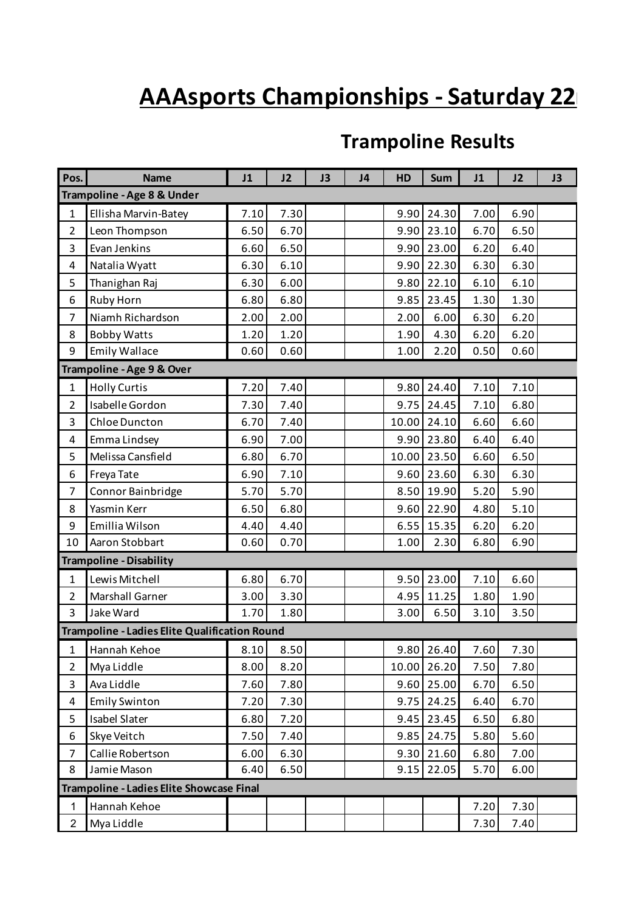# AAAsports Championships - Saturday 22

## Trampoline Results

| Pos. | Name | J1 | J2 | J3 | J4 | HD | Sum | J1 | J2 | J3 |
|---|---|---|---|---|---|---|---|---|---|---|
| **Trampoline - Age 8 & Under** | | | | | | | | | | |
| 1 | Ellisha Marvin-Batey | 7.10 | 7.30 | | | 9.90 | 24.30 | 7.00 | 6.90 | |
| 2 | Leon Thompson | 6.50 | 6.70 | | | 9.90 | 23.10 | 6.70 | 6.50 | |
| 3 | Evan Jenkins | 6.60 | 6.50 | | | 9.90 | 23.00 | 6.20 | 6.40 | |
| 4 | Natalia Wyatt | 6.30 | 6.10 | | | 9.90 | 22.30 | 6.30 | 6.30 | |
| 5 | Thanighan Raj | 6.30 | 6.00 | | | 9.80 | 22.10 | 6.10 | 6.10 | |
| 6 | Ruby Horn | 6.80 | 6.80 | | | 9.85 | 23.45 | 1.30 | 1.30 | |
| 7 | Niamh Richardson | 2.00 | 2.00 | | | 2.00 | 6.00 | 6.30 | 6.20 | |
| 8 | Bobby Watts | 1.20 | 1.20 | | | 1.90 | 4.30 | 6.20 | 6.20 | |
| 9 | Emily Wallace | 0.60 | 0.60 | | | 1.00 | 2.20 | 0.50 | 0.60 | |
| **Trampoline - Age 9 & Over** | | | | | | | | | | |
| 1 | Holly Curtis | 7.20 | 7.40 | | | 9.80 | 24.40 | 7.10 | 7.10 | |
| 2 | Isabelle Gordon | 7.30 | 7.40 | | | 9.75 | 24.45 | 7.10 | 6.80 | |
| 3 | Chloe Duncton | 6.70 | 7.40 | | | 10.00 | 24.10 | 6.60 | 6.60 | |
| 4 | Emma Lindsey | 6.90 | 7.00 | | | 9.90 | 23.80 | 6.40 | 6.40 | |
| 5 | Melissa Cansfield | 6.80 | 6.70 | | | 10.00 | 23.50 | 6.60 | 6.50 | |
| 6 | Freya Tate | 6.90 | 7.10 | | | 9.60 | 23.60 | 6.30 | 6.30 | |
| 7 | Connor Bainbridge | 5.70 | 5.70 | | | 8.50 | 19.90 | 5.20 | 5.90 | |
| 8 | Yasmin Kerr | 6.50 | 6.80 | | | 9.60 | 22.90 | 4.80 | 5.10 | |
| 9 | Emillia Wilson | 4.40 | 4.40 | | | 6.55 | 15.35 | 6.20 | 6.20 | |
| 10 | Aaron Stobbart | 0.60 | 0.70 | | | 1.00 | 2.30 | 6.80 | 6.90 | |
| **Trampoline - Disability** | | | | | | | | | | |
| 1 | Lewis Mitchell | 6.80 | 6.70 | | | 9.50 | 23.00 | 7.10 | 6.60 | |
| 2 | Marshall Garner | 3.00 | 3.30 | | | 4.95 | 11.25 | 1.80 | 1.90 | |
| 3 | Jake Ward | 1.70 | 1.80 | | | 3.00 | 6.50 | 3.10 | 3.50 | |
| **Trampoline - Ladies Elite Qualification Round** | | | | | | | | | | |
| 1 | Hannah Kehoe | 8.10 | 8.50 | | | 9.80 | 26.40 | 7.60 | 7.30 | |
| 2 | Mya Liddle | 8.00 | 8.20 | | | 10.00 | 26.20 | 7.50 | 7.80 | |
| 3 | Ava Liddle | 7.60 | 7.80 | | | 9.60 | 25.00 | 6.70 | 6.50 | |
| 4 | Emily Swinton | 7.20 | 7.30 | | | 9.75 | 24.25 | 6.40 | 6.70 | |
| 5 | Isabel Slater | 6.80 | 7.20 | | | 9.45 | 23.45 | 6.50 | 6.80 | |
| 6 | Skye Veitch | 7.50 | 7.40 | | | 9.85 | 24.75 | 5.80 | 5.60 | |
| 7 | Callie Robertson | 6.00 | 6.30 | | | 9.30 | 21.60 | 6.80 | 7.00 | |
| 8 | Jamie Mason | 6.40 | 6.50 | | | 9.15 | 22.05 | 5.70 | 6.00 | |
| **Trampoline - Ladies Elite Showcase Final** | | | | | | | | | | |
| 1 | Hannah Kehoe | | | | | | | 7.20 | 7.30 | |
| 2 | Mya Liddle | | | | | | | 7.30 | 7.40 | |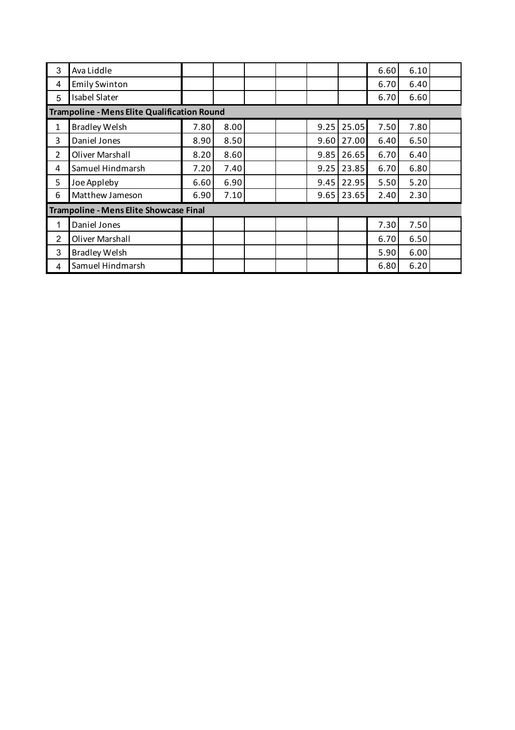| | | | | | | | | | | |
|---|---|---|---|---|---|---|---|---|---|---|
| 3 | Ava Liddle | | | | | | | 6.60 | 6.10 | |
| 4 | Emily Swinton | | | | | | | 6.70 | 6.40 | |
| 5 | Isabel Slater | | | | | | | 6.70 | 6.60 | |
| **Trampoline - Mens Elite Qualification Round** | | | | | | | | | | |
| 1 | Bradley Welsh | 7.80 | 8.00 | | | 9.25 | 25.05 | 7.50 | 7.80 | |
| 3 | Daniel Jones | 8.90 | 8.50 | | | 9.60 | 27.00 | 6.40 | 6.50 | |
| 2 | Oliver Marshall | 8.20 | 8.60 | | | 9.85 | 26.65 | 6.70 | 6.40 | |
| 4 | Samuel Hindmarsh | 7.20 | 7.40 | | | 9.25 | 23.85 | 6.70 | 6.80 | |
| 5 | Joe Appleby | 6.60 | 6.90 | | | 9.45 | 22.95 | 5.50 | 5.20 | |
| 6 | Matthew Jameson | 6.90 | 7.10 | | | 9.65 | 23.65 | 2.40 | 2.30 | |
| **Trampoline - Mens Elite Showcase Final** | | | | | | | | | | |
| 1 | Daniel Jones | | | | | | | 7.30 | 7.50 | |
| 2 | Oliver Marshall | | | | | | | 6.70 | 6.50 | |
| 3 | Bradley Welsh | | | | | | | 5.90 | 6.00 | |
| 4 | Samuel Hindmarsh | | | | | | | 6.80 | 6.20 | |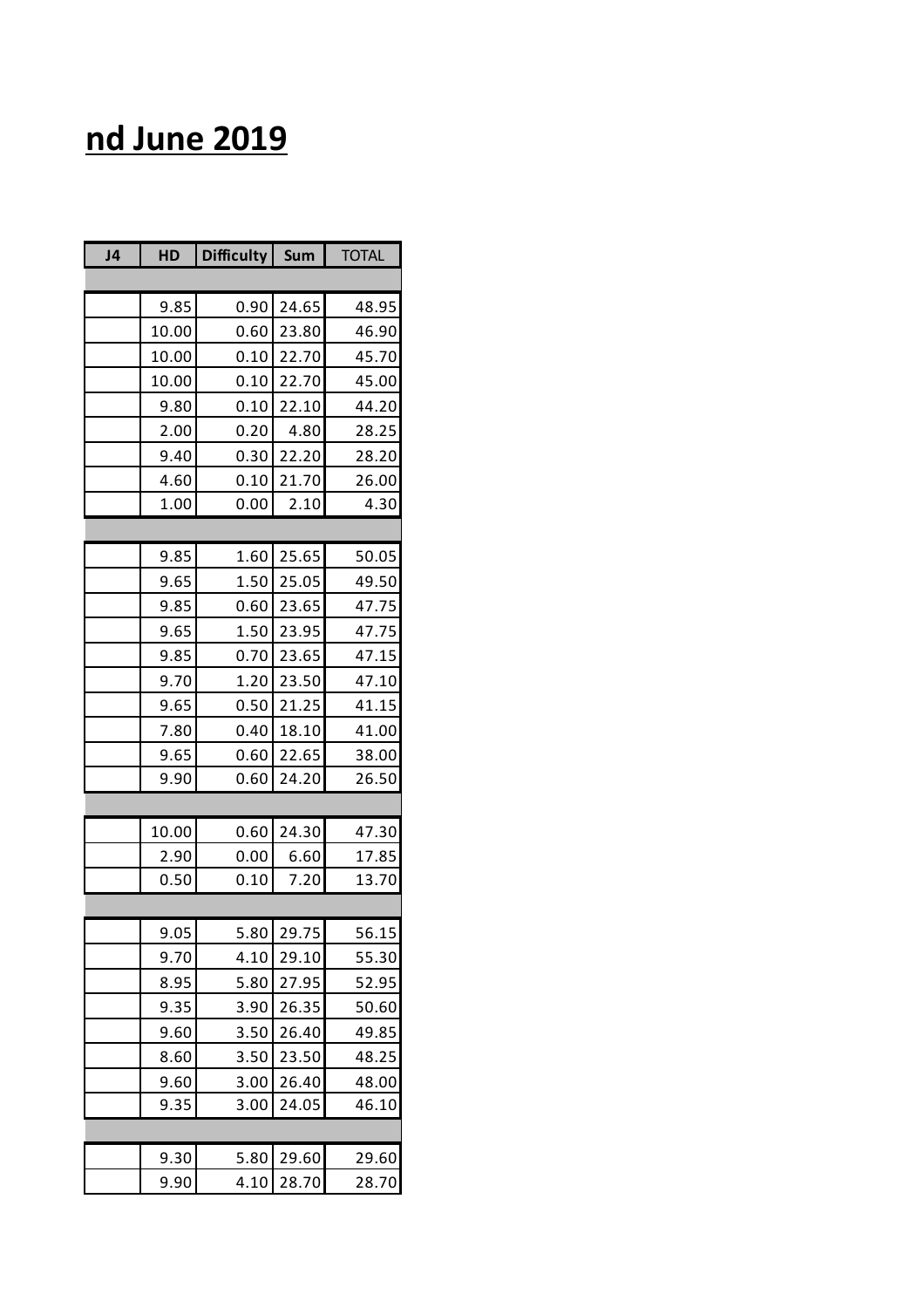# nd June 2019

| J4 | HD | Difficulty | Sum | TOTAL |
|---|---|---|---|---|
| | | | | |
| | 9.85 | 0.90 | 24.65 | 48.95 |
| | 10.00 | 0.60 | 23.80 | 46.90 |
| | 10.00 | 0.10 | 22.70 | 45.70 |
| | 10.00 | 0.10 | 22.70 | 45.00 |
| | 9.80 | 0.10 | 22.10 | 44.20 |
| | 2.00 | 0.20 | 4.80 | 28.25 |
| | 9.40 | 0.30 | 22.20 | 28.20 |
| | 4.60 | 0.10 | 21.70 | 26.00 |
| | 1.00 | 0.00 | 2.10 | 4.30 |
| | | | | |
| | 9.85 | 1.60 | 25.65 | 50.05 |
| | 9.65 | 1.50 | 25.05 | 49.50 |
| | 9.85 | 0.60 | 23.65 | 47.75 |
| | 9.65 | 1.50 | 23.95 | 47.75 |
| | 9.85 | 0.70 | 23.65 | 47.15 |
| | 9.70 | 1.20 | 23.50 | 47.10 |
| | 9.65 | 0.50 | 21.25 | 41.15 |
| | 7.80 | 0.40 | 18.10 | 41.00 |
| | 9.65 | 0.60 | 22.65 | 38.00 |
| | 9.90 | 0.60 | 24.20 | 26.50 |
| | | | | |
| | 10.00 | 0.60 | 24.30 | 47.30 |
| | 2.90 | 0.00 | 6.60 | 17.85 |
| | 0.50 | 0.10 | 7.20 | 13.70 |
| | | | | |
| | 9.05 | 5.80 | 29.75 | 56.15 |
| | 9.70 | 4.10 | 29.10 | 55.30 |
| | 8.95 | 5.80 | 27.95 | 52.95 |
| | 9.35 | 3.90 | 26.35 | 50.60 |
| | 9.60 | 3.50 | 26.40 | 49.85 |
| | 8.60 | 3.50 | 23.50 | 48.25 |
| | 9.60 | 3.00 | 26.40 | 48.00 |
| | 9.35 | 3.00 | 24.05 | 46.10 |
| | | | | |
| | 9.30 | 5.80 | 29.60 | 29.60 |
| | 9.90 | 4.10 | 28.70 | 28.70 |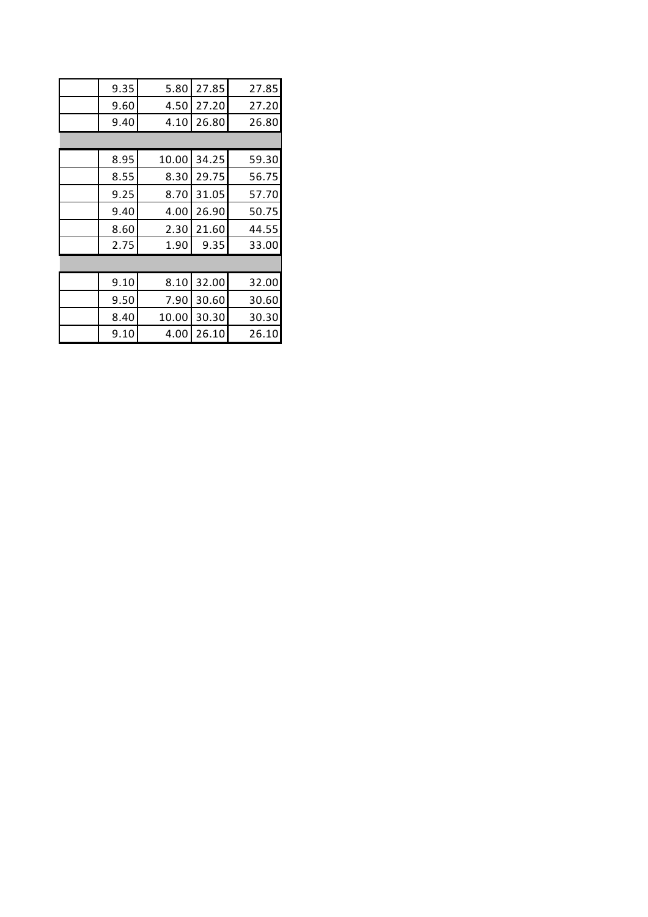| | | | | |
|---|---|---|---|---|
| | 9.35 | 5.80 | 27.85 | 27.85 |
| | 9.60 | 4.50 | 27.20 | 27.20 |
| | 9.40 | 4.10 | 26.80 | 26.80 |
| | | | | |
| | 8.95 | 10.00 | 34.25 | 59.30 |
| | 8.55 | 8.30 | 29.75 | 56.75 |
| | 9.25 | 8.70 | 31.05 | 57.70 |
| | 9.40 | 4.00 | 26.90 | 50.75 |
| | 8.60 | 2.30 | 21.60 | 44.55 |
| | 2.75 | 1.90 | 9.35 | 33.00 |
| | | | | |
| | 9.10 | 8.10 | 32.00 | 32.00 |
| | 9.50 | 7.90 | 30.60 | 30.60 |
| | 8.40 | 10.00 | 30.30 | 30.30 |
| | 9.10 | 4.00 | 26.10 | 26.10 |